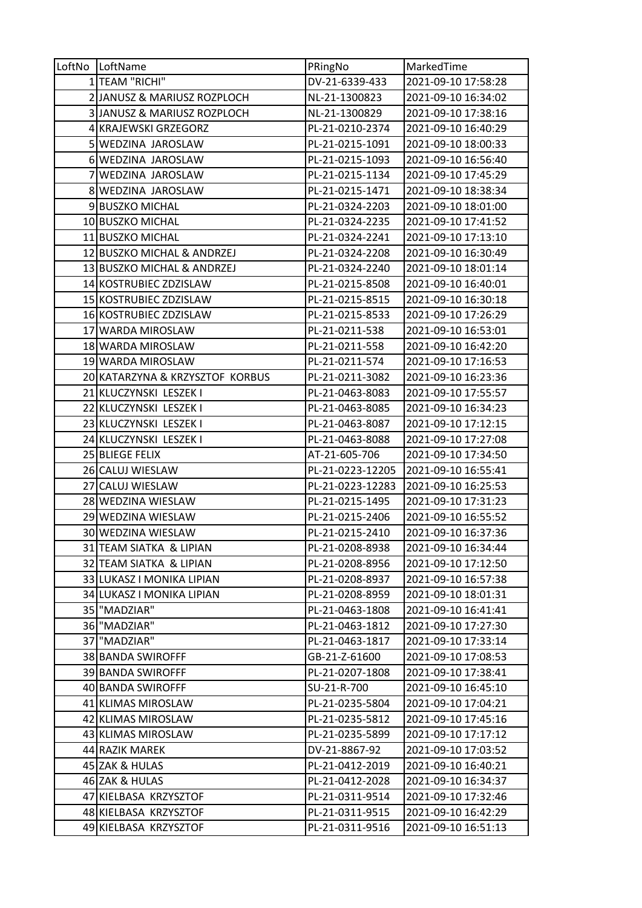| LoftNo | LoftName | PRingNo | MarkedTime |
|---|---|---|---|
| 1 | TEAM "RICHI" | DV-21-6339-433 | 2021-09-10 17:58:28 |
| 2 | JANUSZ & MARIUSZ ROZPLOCH | NL-21-1300823 | 2021-09-10 16:34:02 |
| 3 | JANUSZ & MARIUSZ ROZPLOCH | NL-21-1300829 | 2021-09-10 17:38:16 |
| 4 | KRAJEWSKI GRZEGORZ | PL-21-0210-2374 | 2021-09-10 16:40:29 |
| 5 | WEDZINA JAROSLAW | PL-21-0215-1091 | 2021-09-10 18:00:33 |
| 6 | WEDZINA JAROSLAW | PL-21-0215-1093 | 2021-09-10 16:56:40 |
| 7 | WEDZINA JAROSLAW | PL-21-0215-1134 | 2021-09-10 17:45:29 |
| 8 | WEDZINA JAROSLAW | PL-21-0215-1471 | 2021-09-10 18:38:34 |
| 9 | BUSZKO MICHAL | PL-21-0324-2203 | 2021-09-10 18:01:00 |
| 10 | BUSZKO MICHAL | PL-21-0324-2235 | 2021-09-10 17:41:52 |
| 11 | BUSZKO MICHAL | PL-21-0324-2241 | 2021-09-10 17:13:10 |
| 12 | BUSZKO MICHAL & ANDRZEJ | PL-21-0324-2208 | 2021-09-10 16:30:49 |
| 13 | BUSZKO MICHAL & ANDRZEJ | PL-21-0324-2240 | 2021-09-10 18:01:14 |
| 14 | KOSTRUBIEC ZDZISLAW | PL-21-0215-8508 | 2021-09-10 16:40:01 |
| 15 | KOSTRUBIEC ZDZISLAW | PL-21-0215-8515 | 2021-09-10 16:30:18 |
| 16 | KOSTRUBIEC ZDZISLAW | PL-21-0215-8533 | 2021-09-10 17:26:29 |
| 17 | WARDA MIROSLAW | PL-21-0211-538 | 2021-09-10 16:53:01 |
| 18 | WARDA MIROSLAW | PL-21-0211-558 | 2021-09-10 16:42:20 |
| 19 | WARDA MIROSLAW | PL-21-0211-574 | 2021-09-10 17:16:53 |
| 20 | KATARZYNA & KRZYSZTOF KORBUS | PL-21-0211-3082 | 2021-09-10 16:23:36 |
| 21 | KLUCZYNSKI LESZEK I | PL-21-0463-8083 | 2021-09-10 17:55:57 |
| 22 | KLUCZYNSKI LESZEK I | PL-21-0463-8085 | 2021-09-10 16:34:23 |
| 23 | KLUCZYNSKI LESZEK I | PL-21-0463-8087 | 2021-09-10 17:12:15 |
| 24 | KLUCZYNSKI LESZEK I | PL-21-0463-8088 | 2021-09-10 17:27:08 |
| 25 | BLIEGE FELIX | AT-21-605-706 | 2021-09-10 17:34:50 |
| 26 | CALUJ WIESLAW | PL-21-0223-12205 | 2021-09-10 16:55:41 |
| 27 | CALUJ WIESLAW | PL-21-0223-12283 | 2021-09-10 16:25:53 |
| 28 | WEDZINA WIESLAW | PL-21-0215-1495 | 2021-09-10 17:31:23 |
| 29 | WEDZINA WIESLAW | PL-21-0215-2406 | 2021-09-10 16:55:52 |
| 30 | WEDZINA WIESLAW | PL-21-0215-2410 | 2021-09-10 16:37:36 |
| 31 | TEAM SIATKA & LIPIAN | PL-21-0208-8938 | 2021-09-10 16:34:44 |
| 32 | TEAM SIATKA & LIPIAN | PL-21-0208-8956 | 2021-09-10 17:12:50 |
| 33 | LUKASZ I MONIKA LIPIAN | PL-21-0208-8937 | 2021-09-10 16:57:38 |
| 34 | LUKASZ I MONIKA LIPIAN | PL-21-0208-8959 | 2021-09-10 18:01:31 |
| 35 | "MADZIAR" | PL-21-0463-1808 | 2021-09-10 16:41:41 |
| 36 | "MADZIAR" | PL-21-0463-1812 | 2021-09-10 17:27:30 |
| 37 | "MADZIAR" | PL-21-0463-1817 | 2021-09-10 17:33:14 |
| 38 | BANDA SWIROFFF | GB-21-Z-61600 | 2021-09-10 17:08:53 |
| 39 | BANDA SWIROFFF | PL-21-0207-1808 | 2021-09-10 17:38:41 |
| 40 | BANDA SWIROFFF | SU-21-R-700 | 2021-09-10 16:45:10 |
| 41 | KLIMAS MIROSLAW | PL-21-0235-5804 | 2021-09-10 17:04:21 |
| 42 | KLIMAS MIROSLAW | PL-21-0235-5812 | 2021-09-10 17:45:16 |
| 43 | KLIMAS MIROSLAW | PL-21-0235-5899 | 2021-09-10 17:17:12 |
| 44 | RAZIK MAREK | DV-21-8867-92 | 2021-09-10 17:03:52 |
| 45 | ZAK & HULAS | PL-21-0412-2019 | 2021-09-10 16:40:21 |
| 46 | ZAK & HULAS | PL-21-0412-2028 | 2021-09-10 16:34:37 |
| 47 | KIELBASA KRZYSZTOF | PL-21-0311-9514 | 2021-09-10 17:32:46 |
| 48 | KIELBASA KRZYSZTOF | PL-21-0311-9515 | 2021-09-10 16:42:29 |
| 49 | KIELBASA KRZYSZTOF | PL-21-0311-9516 | 2021-09-10 16:51:13 |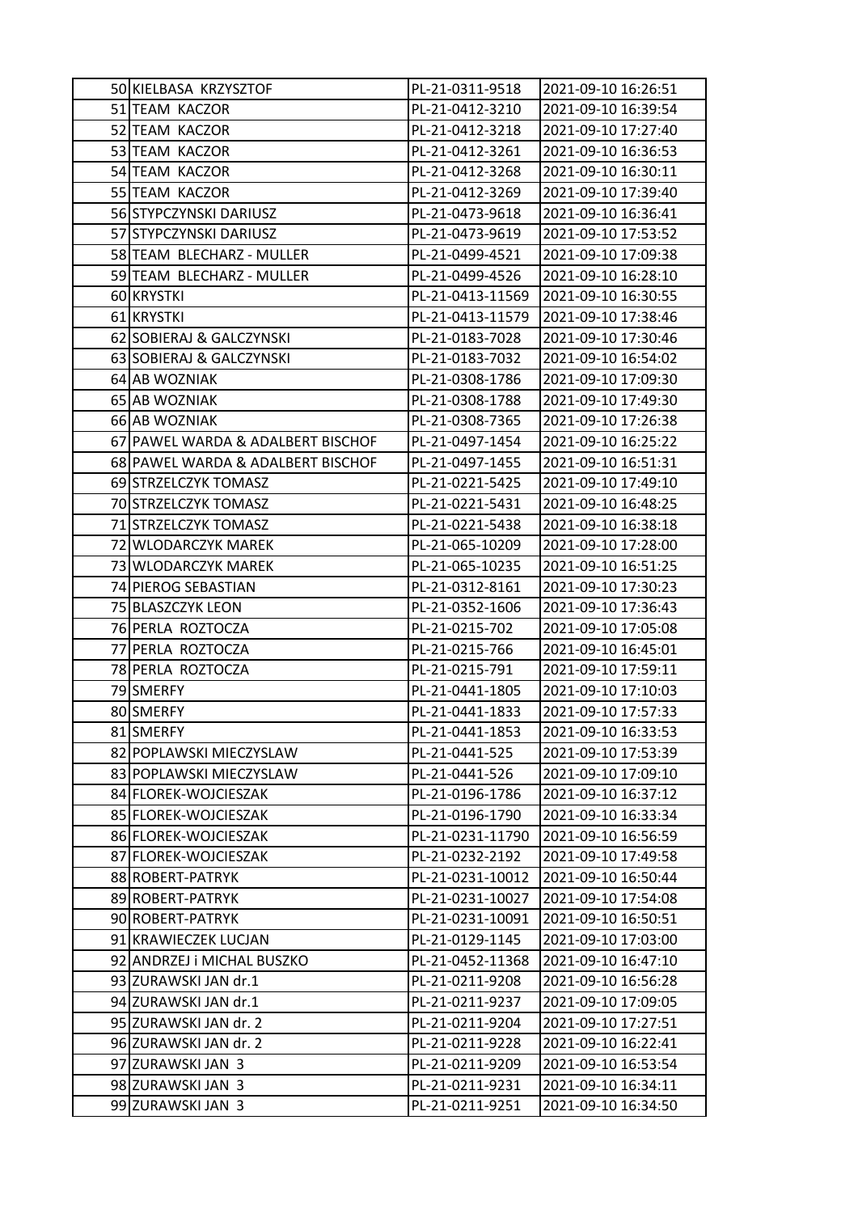| | | | |
|---|---|---|---|
| 50 | KIELBASA KRZYSZTOF | PL-21-0311-9518 | 2021-09-10 16:26:51 |
| 51 | TEAM KACZOR | PL-21-0412-3210 | 2021-09-10 16:39:54 |
| 52 | TEAM KACZOR | PL-21-0412-3218 | 2021-09-10 17:27:40 |
| 53 | TEAM KACZOR | PL-21-0412-3261 | 2021-09-10 16:36:53 |
| 54 | TEAM KACZOR | PL-21-0412-3268 | 2021-09-10 16:30:11 |
| 55 | TEAM KACZOR | PL-21-0412-3269 | 2021-09-10 17:39:40 |
| 56 | STYPCZYNSKI DARIUSZ | PL-21-0473-9618 | 2021-09-10 16:36:41 |
| 57 | STYPCZYNSKI DARIUSZ | PL-21-0473-9619 | 2021-09-10 17:53:52 |
| 58 | TEAM BLECHARZ - MULLER | PL-21-0499-4521 | 2021-09-10 17:09:38 |
| 59 | TEAM BLECHARZ - MULLER | PL-21-0499-4526 | 2021-09-10 16:28:10 |
| 60 | KRYSTKI | PL-21-0413-11569 | 2021-09-10 16:30:55 |
| 61 | KRYSTKI | PL-21-0413-11579 | 2021-09-10 17:38:46 |
| 62 | SOBIERAJ & GALCZYNSKI | PL-21-0183-7028 | 2021-09-10 17:30:46 |
| 63 | SOBIERAJ & GALCZYNSKI | PL-21-0183-7032 | 2021-09-10 16:54:02 |
| 64 | AB WOZNIAK | PL-21-0308-1786 | 2021-09-10 17:09:30 |
| 65 | AB WOZNIAK | PL-21-0308-1788 | 2021-09-10 17:49:30 |
| 66 | AB WOZNIAK | PL-21-0308-7365 | 2021-09-10 17:26:38 |
| 67 | PAWEL WARDA & ADALBERT BISCHOF | PL-21-0497-1454 | 2021-09-10 16:25:22 |
| 68 | PAWEL WARDA & ADALBERT BISCHOF | PL-21-0497-1455 | 2021-09-10 16:51:31 |
| 69 | STRZELCZYK TOMASZ | PL-21-0221-5425 | 2021-09-10 17:49:10 |
| 70 | STRZELCZYK TOMASZ | PL-21-0221-5431 | 2021-09-10 16:48:25 |
| 71 | STRZELCZYK TOMASZ | PL-21-0221-5438 | 2021-09-10 16:38:18 |
| 72 | WLODARCZYK MAREK | PL-21-065-10209 | 2021-09-10 17:28:00 |
| 73 | WLODARCZYK MAREK | PL-21-065-10235 | 2021-09-10 16:51:25 |
| 74 | PIEROG SEBASTIAN | PL-21-0312-8161 | 2021-09-10 17:30:23 |
| 75 | BLASZCZYK LEON | PL-21-0352-1606 | 2021-09-10 17:36:43 |
| 76 | PERLA ROZTOCZA | PL-21-0215-702 | 2021-09-10 17:05:08 |
| 77 | PERLA ROZTOCZA | PL-21-0215-766 | 2021-09-10 16:45:01 |
| 78 | PERLA ROZTOCZA | PL-21-0215-791 | 2021-09-10 17:59:11 |
| 79 | SMERFY | PL-21-0441-1805 | 2021-09-10 17:10:03 |
| 80 | SMERFY | PL-21-0441-1833 | 2021-09-10 17:57:33 |
| 81 | SMERFY | PL-21-0441-1853 | 2021-09-10 16:33:53 |
| 82 | POPLAWSKI MIECZYSLAW | PL-21-0441-525 | 2021-09-10 17:53:39 |
| 83 | POPLAWSKI MIECZYSLAW | PL-21-0441-526 | 2021-09-10 17:09:10 |
| 84 | FLOREK-WOJCIESZAK | PL-21-0196-1786 | 2021-09-10 16:37:12 |
| 85 | FLOREK-WOJCIESZAK | PL-21-0196-1790 | 2021-09-10 16:33:34 |
| 86 | FLOREK-WOJCIESZAK | PL-21-0231-11790 | 2021-09-10 16:56:59 |
| 87 | FLOREK-WOJCIESZAK | PL-21-0232-2192 | 2021-09-10 17:49:58 |
| 88 | ROBERT-PATRYK | PL-21-0231-10012 | 2021-09-10 16:50:44 |
| 89 | ROBERT-PATRYK | PL-21-0231-10027 | 2021-09-10 17:54:08 |
| 90 | ROBERT-PATRYK | PL-21-0231-10091 | 2021-09-10 16:50:51 |
| 91 | KRAWIECZEK LUCJAN | PL-21-0129-1145 | 2021-09-10 17:03:00 |
| 92 | ANDRZEJ i MICHAL BUSZKO | PL-21-0452-11368 | 2021-09-10 16:47:10 |
| 93 | ZURAWSKI JAN dr.1 | PL-21-0211-9208 | 2021-09-10 16:56:28 |
| 94 | ZURAWSKI JAN dr.1 | PL-21-0211-9237 | 2021-09-10 17:09:05 |
| 95 | ZURAWSKI JAN dr. 2 | PL-21-0211-9204 | 2021-09-10 17:27:51 |
| 96 | ZURAWSKI JAN dr. 2 | PL-21-0211-9228 | 2021-09-10 16:22:41 |
| 97 | ZURAWSKI JAN 3 | PL-21-0211-9209 | 2021-09-10 16:53:54 |
| 98 | ZURAWSKI JAN 3 | PL-21-0211-9231 | 2021-09-10 16:34:11 |
| 99 | ZURAWSKI JAN 3 | PL-21-0211-9251 | 2021-09-10 16:34:50 |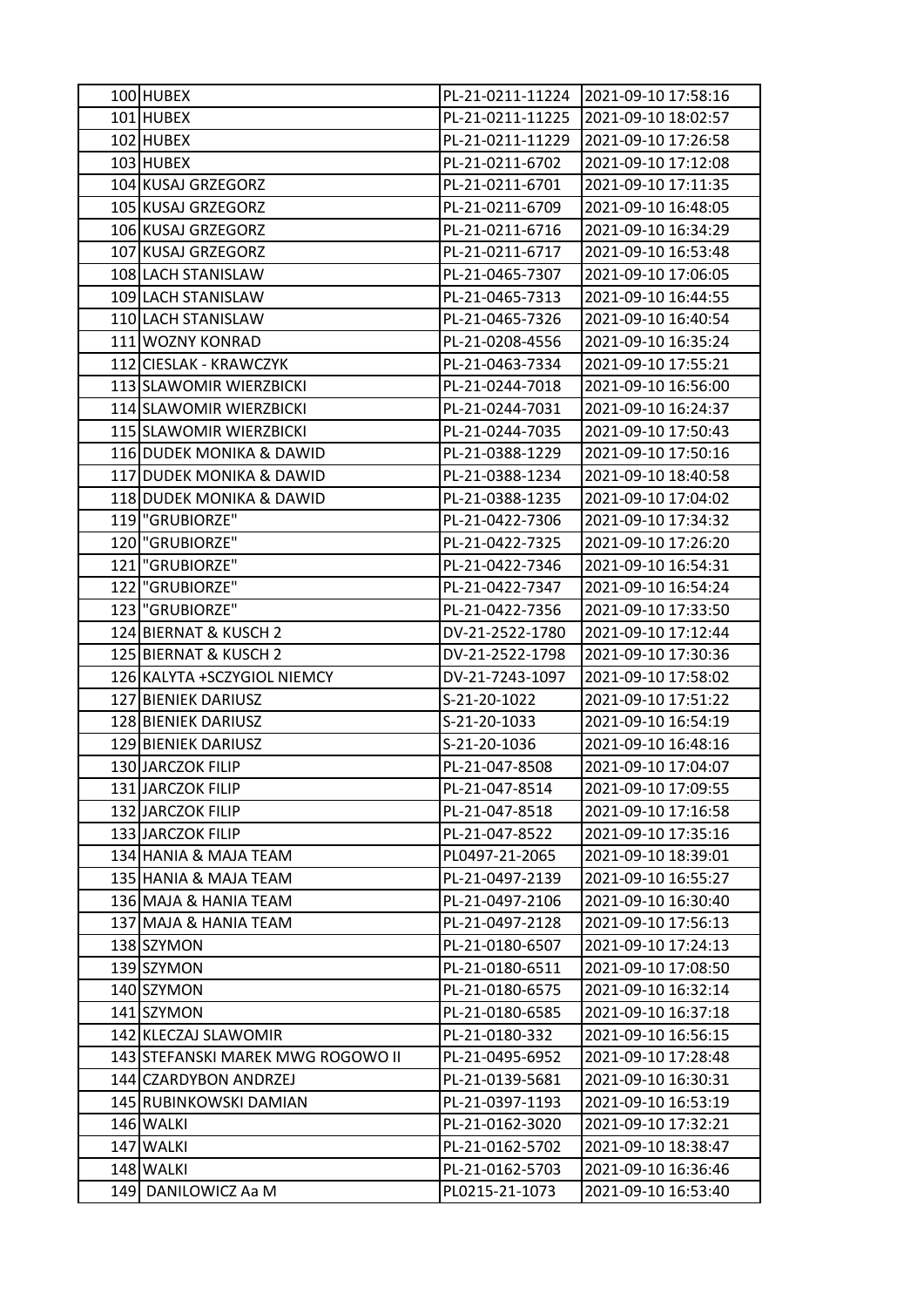| 100 | HUBEX | PL-21-0211-11224 | 2021-09-10 17:58:16 |
|---|---|---|---|
| 101 | HUBEX | PL-21-0211-11225 | 2021-09-10 18:02:57 |
| 102 | HUBEX | PL-21-0211-11229 | 2021-09-10 17:26:58 |
| 103 | HUBEX | PL-21-0211-6702 | 2021-09-10 17:12:08 |
| 104 | KUSAJ GRZEGORZ | PL-21-0211-6701 | 2021-09-10 17:11:35 |
| 105 | KUSAJ GRZEGORZ | PL-21-0211-6709 | 2021-09-10 16:48:05 |
| 106 | KUSAJ GRZEGORZ | PL-21-0211-6716 | 2021-09-10 16:34:29 |
| 107 | KUSAJ GRZEGORZ | PL-21-0211-6717 | 2021-09-10 16:53:48 |
| 108 | LACH STANISLAW | PL-21-0465-7307 | 2021-09-10 17:06:05 |
| 109 | LACH STANISLAW | PL-21-0465-7313 | 2021-09-10 16:44:55 |
| 110 | LACH STANISLAW | PL-21-0465-7326 | 2021-09-10 16:40:54 |
| 111 | WOZNY KONRAD | PL-21-0208-4556 | 2021-09-10 16:35:24 |
| 112 | CIESLAK - KRAWCZYK | PL-21-0463-7334 | 2021-09-10 17:55:21 |
| 113 | SLAWOMIR WIERZBICKI | PL-21-0244-7018 | 2021-09-10 16:56:00 |
| 114 | SLAWOMIR WIERZBICKI | PL-21-0244-7031 | 2021-09-10 16:24:37 |
| 115 | SLAWOMIR WIERZBICKI | PL-21-0244-7035 | 2021-09-10 17:50:43 |
| 116 | DUDEK MONIKA & DAWID | PL-21-0388-1229 | 2021-09-10 17:50:16 |
| 117 | DUDEK MONIKA & DAWID | PL-21-0388-1234 | 2021-09-10 18:40:58 |
| 118 | DUDEK MONIKA & DAWID | PL-21-0388-1235 | 2021-09-10 17:04:02 |
| 119 | "GRUBIORZE" | PL-21-0422-7306 | 2021-09-10 17:34:32 |
| 120 | "GRUBIORZE" | PL-21-0422-7325 | 2021-09-10 17:26:20 |
| 121 | "GRUBIORZE" | PL-21-0422-7346 | 2021-09-10 16:54:31 |
| 122 | "GRUBIORZE" | PL-21-0422-7347 | 2021-09-10 16:54:24 |
| 123 | "GRUBIORZE" | PL-21-0422-7356 | 2021-09-10 17:33:50 |
| 124 | BIERNAT & KUSCH 2 | DV-21-2522-1780 | 2021-09-10 17:12:44 |
| 125 | BIERNAT & KUSCH 2 | DV-21-2522-1798 | 2021-09-10 17:30:36 |
| 126 | KALYTA +SCZYGIOL NIEMCY | DV-21-7243-1097 | 2021-09-10 17:58:02 |
| 127 | BIENIEK DARIUSZ | S-21-20-1022 | 2021-09-10 17:51:22 |
| 128 | BIENIEK DARIUSZ | S-21-20-1033 | 2021-09-10 16:54:19 |
| 129 | BIENIEK DARIUSZ | S-21-20-1036 | 2021-09-10 16:48:16 |
| 130 | JARCZOK FILIP | PL-21-047-8508 | 2021-09-10 17:04:07 |
| 131 | JARCZOK FILIP | PL-21-047-8514 | 2021-09-10 17:09:55 |
| 132 | JARCZOK FILIP | PL-21-047-8518 | 2021-09-10 17:16:58 |
| 133 | JARCZOK FILIP | PL-21-047-8522 | 2021-09-10 17:35:16 |
| 134 | HANIA & MAJA TEAM | PL0497-21-2065 | 2021-09-10 18:39:01 |
| 135 | HANIA & MAJA TEAM | PL-21-0497-2139 | 2021-09-10 16:55:27 |
| 136 | MAJA & HANIA TEAM | PL-21-0497-2106 | 2021-09-10 16:30:40 |
| 137 | MAJA & HANIA TEAM | PL-21-0497-2128 | 2021-09-10 17:56:13 |
| 138 | SZYMON | PL-21-0180-6507 | 2021-09-10 17:24:13 |
| 139 | SZYMON | PL-21-0180-6511 | 2021-09-10 17:08:50 |
| 140 | SZYMON | PL-21-0180-6575 | 2021-09-10 16:32:14 |
| 141 | SZYMON | PL-21-0180-6585 | 2021-09-10 16:37:18 |
| 142 | KLECZAJ SLAWOMIR | PL-21-0180-332 | 2021-09-10 16:56:15 |
| 143 | STEFANSKI MAREK MWG ROGOWO II | PL-21-0495-6952 | 2021-09-10 17:28:48 |
| 144 | CZARDYBON ANDRZEJ | PL-21-0139-5681 | 2021-09-10 16:30:31 |
| 145 | RUBINKOWSKI DAMIAN | PL-21-0397-1193 | 2021-09-10 16:53:19 |
| 146 | WALKI | PL-21-0162-3020 | 2021-09-10 17:32:21 |
| 147 | WALKI | PL-21-0162-5702 | 2021-09-10 18:38:47 |
| 148 | WALKI | PL-21-0162-5703 | 2021-09-10 16:36:46 |
| 149 | DANILOWICZ Aa M | PL0215-21-1073 | 2021-09-10 16:53:40 |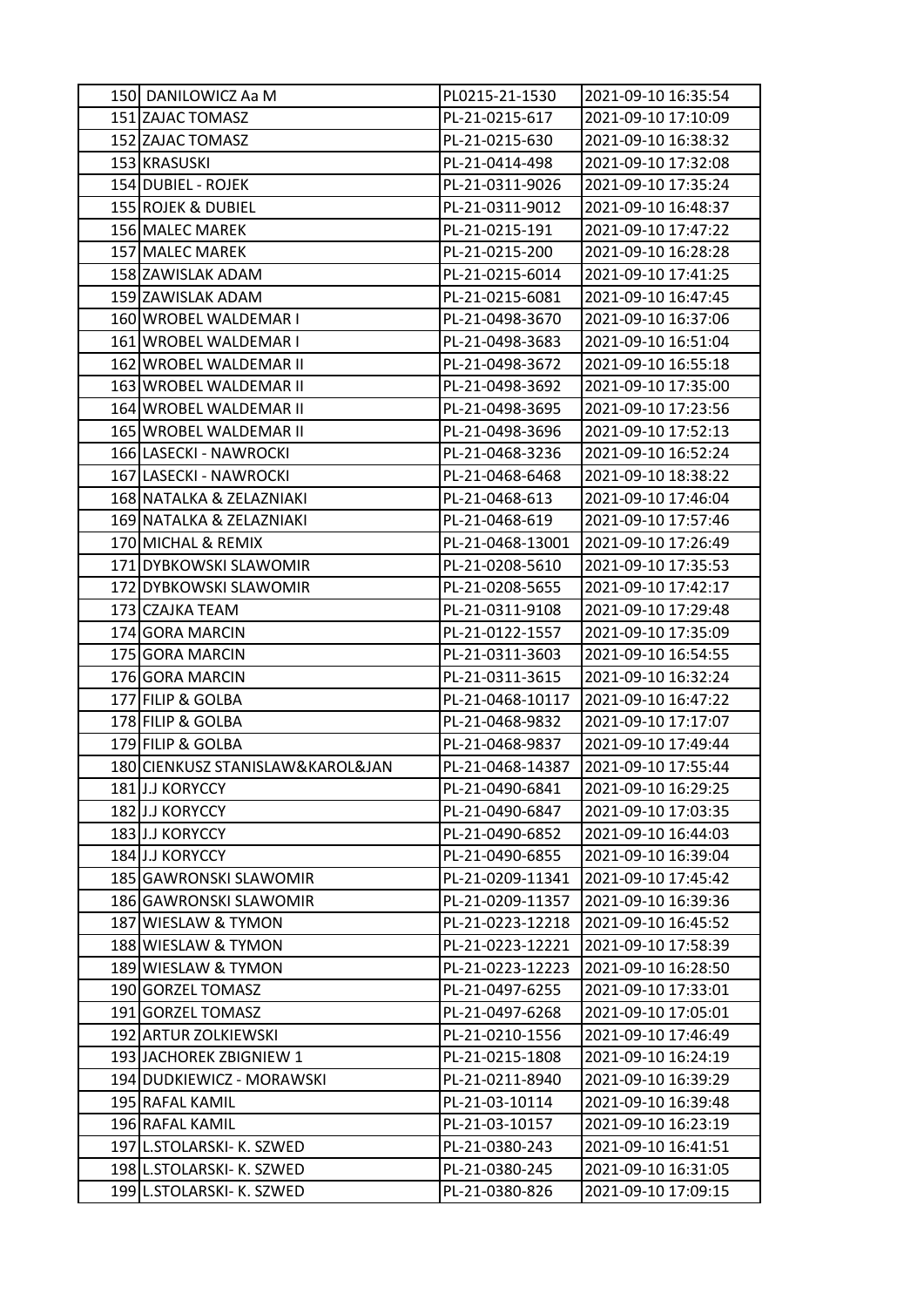| | | | |
|---|---|---|---|
| 150 | DANILOWICZ Aa M | PL0215-21-1530 | 2021-09-10 16:35:54 |
| 151 | ZAJAC TOMASZ | PL-21-0215-617 | 2021-09-10 17:10:09 |
| 152 | ZAJAC TOMASZ | PL-21-0215-630 | 2021-09-10 16:38:32 |
| 153 | KRASUSKI | PL-21-0414-498 | 2021-09-10 17:32:08 |
| 154 | DUBIEL - ROJEK | PL-21-0311-9026 | 2021-09-10 17:35:24 |
| 155 | ROJEK & DUBIEL | PL-21-0311-9012 | 2021-09-10 16:48:37 |
| 156 | MALEC MAREK | PL-21-0215-191 | 2021-09-10 17:47:22 |
| 157 | MALEC MAREK | PL-21-0215-200 | 2021-09-10 16:28:28 |
| 158 | ZAWISLAK ADAM | PL-21-0215-6014 | 2021-09-10 17:41:25 |
| 159 | ZAWISLAK ADAM | PL-21-0215-6081 | 2021-09-10 16:47:45 |
| 160 | WROBEL WALDEMAR I | PL-21-0498-3670 | 2021-09-10 16:37:06 |
| 161 | WROBEL WALDEMAR I | PL-21-0498-3683 | 2021-09-10 16:51:04 |
| 162 | WROBEL WALDEMAR II | PL-21-0498-3672 | 2021-09-10 16:55:18 |
| 163 | WROBEL WALDEMAR II | PL-21-0498-3692 | 2021-09-10 17:35:00 |
| 164 | WROBEL WALDEMAR II | PL-21-0498-3695 | 2021-09-10 17:23:56 |
| 165 | WROBEL WALDEMAR II | PL-21-0498-3696 | 2021-09-10 17:52:13 |
| 166 | LASECKI - NAWROCKI | PL-21-0468-3236 | 2021-09-10 16:52:24 |
| 167 | LASECKI - NAWROCKI | PL-21-0468-6468 | 2021-09-10 18:38:22 |
| 168 | NATALKA & ZELAZNIAKI | PL-21-0468-613 | 2021-09-10 17:46:04 |
| 169 | NATALKA & ZELAZNIAKI | PL-21-0468-619 | 2021-09-10 17:57:46 |
| 170 | MICHAL & REMIX | PL-21-0468-13001 | 2021-09-10 17:26:49 |
| 171 | DYBKOWSKI SLAWOMIR | PL-21-0208-5610 | 2021-09-10 17:35:53 |
| 172 | DYBKOWSKI SLAWOMIR | PL-21-0208-5655 | 2021-09-10 17:42:17 |
| 173 | CZAJKA TEAM | PL-21-0311-9108 | 2021-09-10 17:29:48 |
| 174 | GORA MARCIN | PL-21-0122-1557 | 2021-09-10 17:35:09 |
| 175 | GORA MARCIN | PL-21-0311-3603 | 2021-09-10 16:54:55 |
| 176 | GORA MARCIN | PL-21-0311-3615 | 2021-09-10 16:32:24 |
| 177 | FILIP & GOLBA | PL-21-0468-10117 | 2021-09-10 16:47:22 |
| 178 | FILIP & GOLBA | PL-21-0468-9832 | 2021-09-10 17:17:07 |
| 179 | FILIP & GOLBA | PL-21-0468-9837 | 2021-09-10 17:49:44 |
| 180 | CIENKUSZ STANISLAW&KAROL&JAN | PL-21-0468-14387 | 2021-09-10 17:55:44 |
| 181 | J.J KORYCCY | PL-21-0490-6841 | 2021-09-10 16:29:25 |
| 182 | J.J KORYCCY | PL-21-0490-6847 | 2021-09-10 17:03:35 |
| 183 | J.J KORYCCY | PL-21-0490-6852 | 2021-09-10 16:44:03 |
| 184 | J.J KORYCCY | PL-21-0490-6855 | 2021-09-10 16:39:04 |
| 185 | GAWRONSKI SLAWOMIR | PL-21-0209-11341 | 2021-09-10 17:45:42 |
| 186 | GAWRONSKI SLAWOMIR | PL-21-0209-11357 | 2021-09-10 16:39:36 |
| 187 | WIESLAW & TYMON | PL-21-0223-12218 | 2021-09-10 16:45:52 |
| 188 | WIESLAW & TYMON | PL-21-0223-12221 | 2021-09-10 17:58:39 |
| 189 | WIESLAW & TYMON | PL-21-0223-12223 | 2021-09-10 16:28:50 |
| 190 | GORZEL TOMASZ | PL-21-0497-6255 | 2021-09-10 17:33:01 |
| 191 | GORZEL TOMASZ | PL-21-0497-6268 | 2021-09-10 17:05:01 |
| 192 | ARTUR ZOLKIEWSKI | PL-21-0210-1556 | 2021-09-10 17:46:49 |
| 193 | JACHOREK ZBIGNIEW 1 | PL-21-0215-1808 | 2021-09-10 16:24:19 |
| 194 | DUDKIEWICZ - MORAWSKI | PL-21-0211-8940 | 2021-09-10 16:39:29 |
| 195 | RAFAL KAMIL | PL-21-03-10114 | 2021-09-10 16:39:48 |
| 196 | RAFAL KAMIL | PL-21-03-10157 | 2021-09-10 16:23:19 |
| 197 | L.STOLARSKI- K. SZWED | PL-21-0380-243 | 2021-09-10 16:41:51 |
| 198 | L.STOLARSKI- K. SZWED | PL-21-0380-245 | 2021-09-10 16:31:05 |
| 199 | L.STOLARSKI- K. SZWED | PL-21-0380-826 | 2021-09-10 17:09:15 |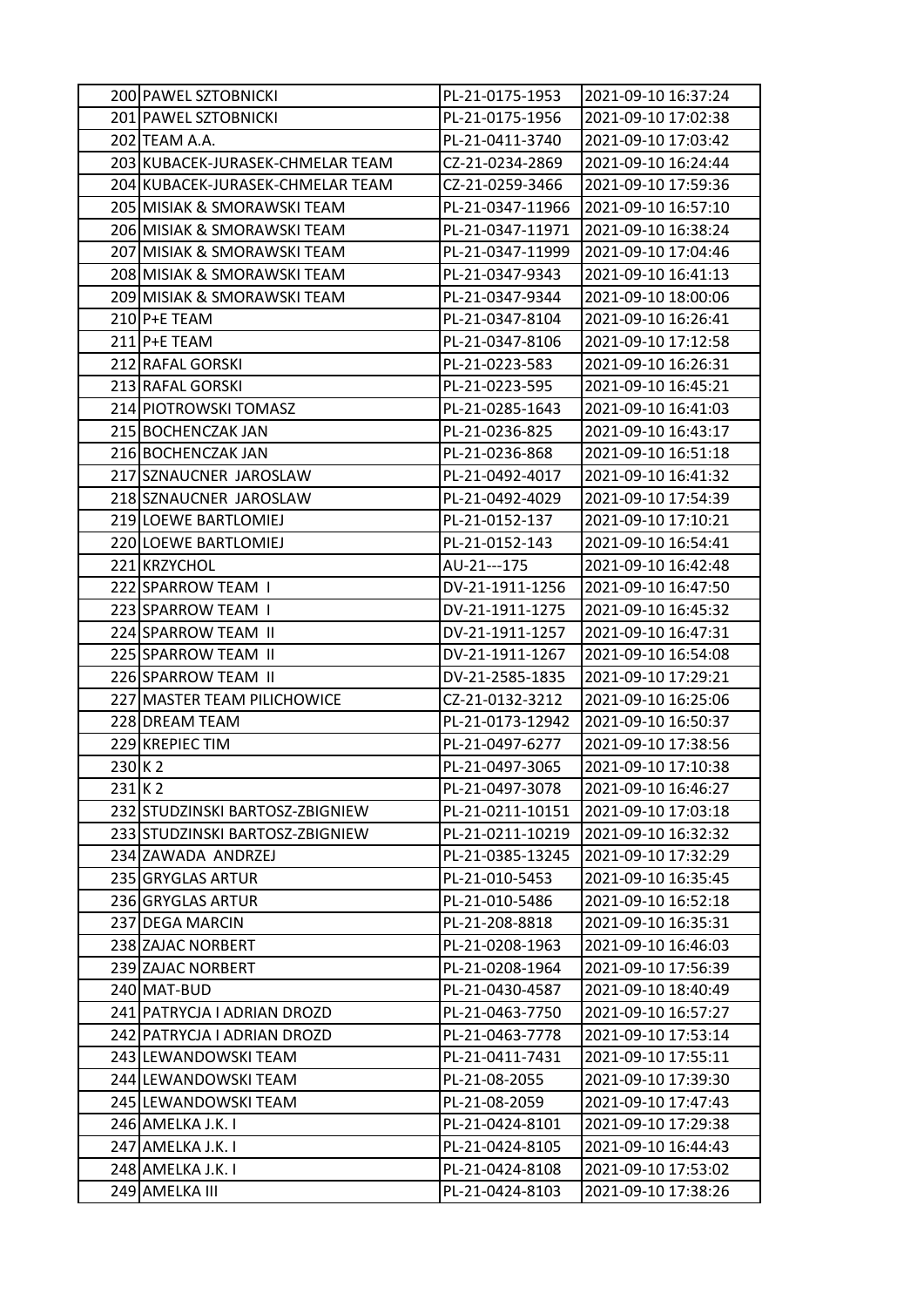| | | | |
|---|---|---|---|
| 200 | PAWEL SZTOBNICKI | PL-21-0175-1953 | 2021-09-10 16:37:24 |
| 201 | PAWEL SZTOBNICKI | PL-21-0175-1956 | 2021-09-10 17:02:38 |
| 202 | TEAM A.A. | PL-21-0411-3740 | 2021-09-10 17:03:42 |
| 203 | KUBACEK-JURASEK-CHMELAR TEAM | CZ-21-0234-2869 | 2021-09-10 16:24:44 |
| 204 | KUBACEK-JURASEK-CHMELAR TEAM | CZ-21-0259-3466 | 2021-09-10 17:59:36 |
| 205 | MISIAK & SMORAWSKI TEAM | PL-21-0347-11966 | 2021-09-10 16:57:10 |
| 206 | MISIAK & SMORAWSKI TEAM | PL-21-0347-11971 | 2021-09-10 16:38:24 |
| 207 | MISIAK & SMORAWSKI TEAM | PL-21-0347-11999 | 2021-09-10 17:04:46 |
| 208 | MISIAK & SMORAWSKI TEAM | PL-21-0347-9343 | 2021-09-10 16:41:13 |
| 209 | MISIAK & SMORAWSKI TEAM | PL-21-0347-9344 | 2021-09-10 18:00:06 |
| 210 | P+E TEAM | PL-21-0347-8104 | 2021-09-10 16:26:41 |
| 211 | P+E TEAM | PL-21-0347-8106 | 2021-09-10 17:12:58 |
| 212 | RAFAL GORSKI | PL-21-0223-583 | 2021-09-10 16:26:31 |
| 213 | RAFAL GORSKI | PL-21-0223-595 | 2021-09-10 16:45:21 |
| 214 | PIOTROWSKI TOMASZ | PL-21-0285-1643 | 2021-09-10 16:41:03 |
| 215 | BOCHENCZAK JAN | PL-21-0236-825 | 2021-09-10 16:43:17 |
| 216 | BOCHENCZAK JAN | PL-21-0236-868 | 2021-09-10 16:51:18 |
| 217 | SZNAUCNER JAROSLAW | PL-21-0492-4017 | 2021-09-10 16:41:32 |
| 218 | SZNAUCNER JAROSLAW | PL-21-0492-4029 | 2021-09-10 17:54:39 |
| 219 | LOEWE BARTLOMIEJ | PL-21-0152-137 | 2021-09-10 17:10:21 |
| 220 | LOEWE BARTLOMIEJ | PL-21-0152-143 | 2021-09-10 16:54:41 |
| 221 | KRZYCHOL | AU-21---175 | 2021-09-10 16:42:48 |
| 222 | SPARROW TEAM I | DV-21-1911-1256 | 2021-09-10 16:47:50 |
| 223 | SPARROW TEAM I | DV-21-1911-1275 | 2021-09-10 16:45:32 |
| 224 | SPARROW TEAM II | DV-21-1911-1257 | 2021-09-10 16:47:31 |
| 225 | SPARROW TEAM II | DV-21-1911-1267 | 2021-09-10 16:54:08 |
| 226 | SPARROW TEAM II | DV-21-2585-1835 | 2021-09-10 17:29:21 |
| 227 | MASTER TEAM PILICHOWICE | CZ-21-0132-3212 | 2021-09-10 16:25:06 |
| 228 | DREAM TEAM | PL-21-0173-12942 | 2021-09-10 16:50:37 |
| 229 | KREPIEC TIM | PL-21-0497-6277 | 2021-09-10 17:38:56 |
| 230 | K 2 | PL-21-0497-3065 | 2021-09-10 17:10:38 |
| 231 | K 2 | PL-21-0497-3078 | 2021-09-10 16:46:27 |
| 232 | STUDZINSKI BARTOSZ-ZBIGNIEW | PL-21-0211-10151 | 2021-09-10 17:03:18 |
| 233 | STUDZINSKI BARTOSZ-ZBIGNIEW | PL-21-0211-10219 | 2021-09-10 16:32:32 |
| 234 | ZAWADA ANDRZEJ | PL-21-0385-13245 | 2021-09-10 17:32:29 |
| 235 | GRYGLAS ARTUR | PL-21-010-5453 | 2021-09-10 16:35:45 |
| 236 | GRYGLAS ARTUR | PL-21-010-5486 | 2021-09-10 16:52:18 |
| 237 | DEGA MARCIN | PL-21-208-8818 | 2021-09-10 16:35:31 |
| 238 | ZAJAC NORBERT | PL-21-0208-1963 | 2021-09-10 16:46:03 |
| 239 | ZAJAC NORBERT | PL-21-0208-1964 | 2021-09-10 17:56:39 |
| 240 | MAT-BUD | PL-21-0430-4587 | 2021-09-10 18:40:49 |
| 241 | PATRYCJA I ADRIAN DROZD | PL-21-0463-7750 | 2021-09-10 16:57:27 |
| 242 | PATRYCJA I ADRIAN DROZD | PL-21-0463-7778 | 2021-09-10 17:53:14 |
| 243 | LEWANDOWSKI TEAM | PL-21-0411-7431 | 2021-09-10 17:55:11 |
| 244 | LEWANDOWSKI TEAM | PL-21-08-2055 | 2021-09-10 17:39:30 |
| 245 | LEWANDOWSKI TEAM | PL-21-08-2059 | 2021-09-10 17:47:43 |
| 246 | AMELKA J.K. I | PL-21-0424-8101 | 2021-09-10 17:29:38 |
| 247 | AMELKA J.K. I | PL-21-0424-8105 | 2021-09-10 16:44:43 |
| 248 | AMELKA J.K. I | PL-21-0424-8108 | 2021-09-10 17:53:02 |
| 249 | AMELKA III | PL-21-0424-8103 | 2021-09-10 17:38:26 |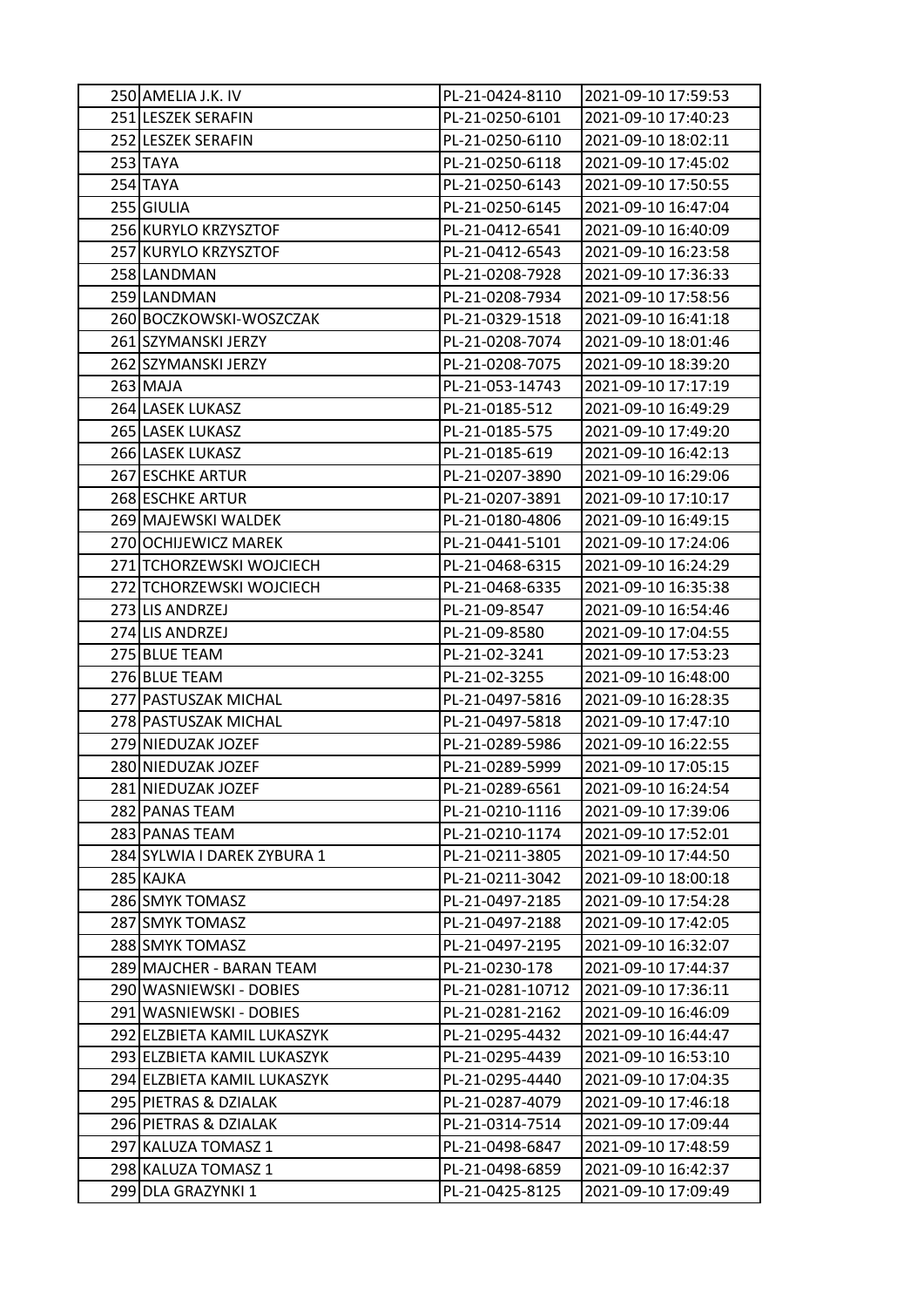| | | | |
|---|---|---|---|
| 250 | AMELIA J.K. IV | PL-21-0424-8110 | 2021-09-10 17:59:53 |
| 251 | LESZEK SERAFIN | PL-21-0250-6101 | 2021-09-10 17:40:23 |
| 252 | LESZEK SERAFIN | PL-21-0250-6110 | 2021-09-10 18:02:11 |
| 253 | TAYA | PL-21-0250-6118 | 2021-09-10 17:45:02 |
| 254 | TAYA | PL-21-0250-6143 | 2021-09-10 17:50:55 |
| 255 | GIULIA | PL-21-0250-6145 | 2021-09-10 16:47:04 |
| 256 | KURYLO KRZYSZTOF | PL-21-0412-6541 | 2021-09-10 16:40:09 |
| 257 | KURYLO KRZYSZTOF | PL-21-0412-6543 | 2021-09-10 16:23:58 |
| 258 | LANDMAN | PL-21-0208-7928 | 2021-09-10 17:36:33 |
| 259 | LANDMAN | PL-21-0208-7934 | 2021-09-10 17:58:56 |
| 260 | BOCZKOWSKI-WOSZCZAK | PL-21-0329-1518 | 2021-09-10 16:41:18 |
| 261 | SZYMANSKI JERZY | PL-21-0208-7074 | 2021-09-10 18:01:46 |
| 262 | SZYMANSKI JERZY | PL-21-0208-7075 | 2021-09-10 18:39:20 |
| 263 | MAJA | PL-21-053-14743 | 2021-09-10 17:17:19 |
| 264 | LASEK LUKASZ | PL-21-0185-512 | 2021-09-10 16:49:29 |
| 265 | LASEK LUKASZ | PL-21-0185-575 | 2021-09-10 17:49:20 |
| 266 | LASEK LUKASZ | PL-21-0185-619 | 2021-09-10 16:42:13 |
| 267 | ESCHKE ARTUR | PL-21-0207-3890 | 2021-09-10 16:29:06 |
| 268 | ESCHKE ARTUR | PL-21-0207-3891 | 2021-09-10 17:10:17 |
| 269 | MAJEWSKI WALDEK | PL-21-0180-4806 | 2021-09-10 16:49:15 |
| 270 | OCHIJEWICZ MAREK | PL-21-0441-5101 | 2021-09-10 17:24:06 |
| 271 | TCHORZEWSKI WOJCIECH | PL-21-0468-6315 | 2021-09-10 16:24:29 |
| 272 | TCHORZEWSKI WOJCIECH | PL-21-0468-6335 | 2021-09-10 16:35:38 |
| 273 | LIS ANDRZEJ | PL-21-09-8547 | 2021-09-10 16:54:46 |
| 274 | LIS ANDRZEJ | PL-21-09-8580 | 2021-09-10 17:04:55 |
| 275 | BLUE TEAM | PL-21-02-3241 | 2021-09-10 17:53:23 |
| 276 | BLUE TEAM | PL-21-02-3255 | 2021-09-10 16:48:00 |
| 277 | PASTUSZAK MICHAL | PL-21-0497-5816 | 2021-09-10 16:28:35 |
| 278 | PASTUSZAK MICHAL | PL-21-0497-5818 | 2021-09-10 17:47:10 |
| 279 | NIEDUZAK JOZEF | PL-21-0289-5986 | 2021-09-10 16:22:55 |
| 280 | NIEDUZAK JOZEF | PL-21-0289-5999 | 2021-09-10 17:05:15 |
| 281 | NIEDUZAK JOZEF | PL-21-0289-6561 | 2021-09-10 16:24:54 |
| 282 | PANAS TEAM | PL-21-0210-1116 | 2021-09-10 17:39:06 |
| 283 | PANAS TEAM | PL-21-0210-1174 | 2021-09-10 17:52:01 |
| 284 | SYLWIA I DAREK ZYBURA 1 | PL-21-0211-3805 | 2021-09-10 17:44:50 |
| 285 | KAJKA | PL-21-0211-3042 | 2021-09-10 18:00:18 |
| 286 | SMYK TOMASZ | PL-21-0497-2185 | 2021-09-10 17:54:28 |
| 287 | SMYK TOMASZ | PL-21-0497-2188 | 2021-09-10 17:42:05 |
| 288 | SMYK TOMASZ | PL-21-0497-2195 | 2021-09-10 16:32:07 |
| 289 | MAJCHER - BARAN TEAM | PL-21-0230-178 | 2021-09-10 17:44:37 |
| 290 | WASNIEWSKI - DOBIES | PL-21-0281-10712 | 2021-09-10 17:36:11 |
| 291 | WASNIEWSKI - DOBIES | PL-21-0281-2162 | 2021-09-10 16:46:09 |
| 292 | ELZBIETA KAMIL LUKASZYK | PL-21-0295-4432 | 2021-09-10 16:44:47 |
| 293 | ELZBIETA KAMIL LUKASZYK | PL-21-0295-4439 | 2021-09-10 16:53:10 |
| 294 | ELZBIETA KAMIL LUKASZYK | PL-21-0295-4440 | 2021-09-10 17:04:35 |
| 295 | PIETRAS & DZIALAK | PL-21-0287-4079 | 2021-09-10 17:46:18 |
| 296 | PIETRAS & DZIALAK | PL-21-0314-7514 | 2021-09-10 17:09:44 |
| 297 | KALUZA TOMASZ 1 | PL-21-0498-6847 | 2021-09-10 17:48:59 |
| 298 | KALUZA TOMASZ 1 | PL-21-0498-6859 | 2021-09-10 16:42:37 |
| 299 | DLA GRAZYNKI 1 | PL-21-0425-8125 | 2021-09-10 17:09:49 |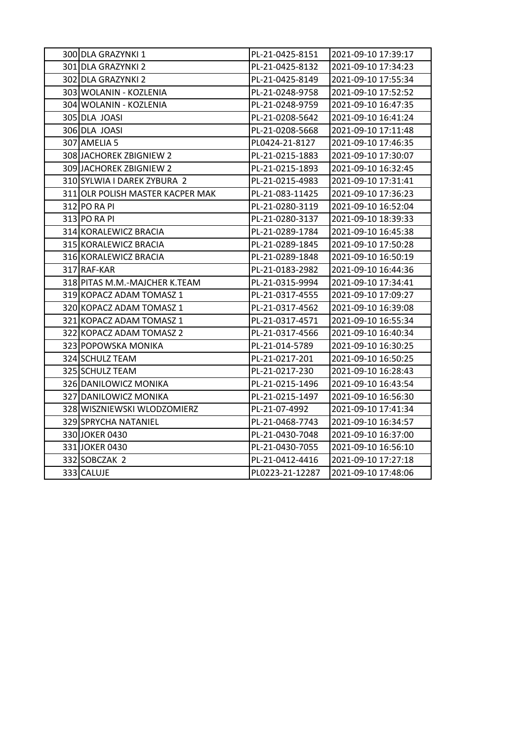| | | | |
|---|---|---|---|
| 300 | DLA GRAZYNKI 1 | PL-21-0425-8151 | 2021-09-10 17:39:17 |
| 301 | DLA GRAZYNKI 2 | PL-21-0425-8132 | 2021-09-10 17:34:23 |
| 302 | DLA GRAZYNKI 2 | PL-21-0425-8149 | 2021-09-10 17:55:34 |
| 303 | WOLANIN - KOZLENIA | PL-21-0248-9758 | 2021-09-10 17:52:52 |
| 304 | WOLANIN - KOZLENIA | PL-21-0248-9759 | 2021-09-10 16:47:35 |
| 305 | DLA JOASI | PL-21-0208-5642 | 2021-09-10 16:41:24 |
| 306 | DLA JOASI | PL-21-0208-5668 | 2021-09-10 17:11:48 |
| 307 | AMELIA 5 | PL0424-21-8127 | 2021-09-10 17:46:35 |
| 308 | JACHOREK ZBIGNIEW 2 | PL-21-0215-1883 | 2021-09-10 17:30:07 |
| 309 | JACHOREK ZBIGNIEW 2 | PL-21-0215-1893 | 2021-09-10 16:32:45 |
| 310 | SYLWIA I DAREK ZYBURA 2 | PL-21-0215-4983 | 2021-09-10 17:31:41 |
| 311 | OLR POLISH MASTER KACPER MAK | PL-21-083-11425 | 2021-09-10 17:36:23 |
| 312 | PO RA PI | PL-21-0280-3119 | 2021-09-10 16:52:04 |
| 313 | PO RA PI | PL-21-0280-3137 | 2021-09-10 18:39:33 |
| 314 | KORALEWICZ BRACIA | PL-21-0289-1784 | 2021-09-10 16:45:38 |
| 315 | KORALEWICZ BRACIA | PL-21-0289-1845 | 2021-09-10 17:50:28 |
| 316 | KORALEWICZ BRACIA | PL-21-0289-1848 | 2021-09-10 16:50:19 |
| 317 | RAF-KAR | PL-21-0183-2982 | 2021-09-10 16:44:36 |
| 318 | PITAS M.M.-MAJCHER K.TEAM | PL-21-0315-9994 | 2021-09-10 17:34:41 |
| 319 | KOPACZ ADAM TOMASZ 1 | PL-21-0317-4555 | 2021-09-10 17:09:27 |
| 320 | KOPACZ ADAM TOMASZ 1 | PL-21-0317-4562 | 2021-09-10 16:39:08 |
| 321 | KOPACZ ADAM TOMASZ 1 | PL-21-0317-4571 | 2021-09-10 16:55:34 |
| 322 | KOPACZ ADAM TOMASZ 2 | PL-21-0317-4566 | 2021-09-10 16:40:34 |
| 323 | POPOWSKA MONIKA | PL-21-014-5789 | 2021-09-10 16:30:25 |
| 324 | SCHULZ TEAM | PL-21-0217-201 | 2021-09-10 16:50:25 |
| 325 | SCHULZ TEAM | PL-21-0217-230 | 2021-09-10 16:28:43 |
| 326 | DANILOWICZ MONIKA | PL-21-0215-1496 | 2021-09-10 16:43:54 |
| 327 | DANILOWICZ MONIKA | PL-21-0215-1497 | 2021-09-10 16:56:30 |
| 328 | WISZNIEWSKI WLODZOMIERZ | PL-21-07-4992 | 2021-09-10 17:41:34 |
| 329 | SPRYCHA NATANIEL | PL-21-0468-7743 | 2021-09-10 16:34:57 |
| 330 | JOKER 0430 | PL-21-0430-7048 | 2021-09-10 16:37:00 |
| 331 | JOKER 0430 | PL-21-0430-7055 | 2021-09-10 16:56:10 |
| 332 | SOBCZAK 2 | PL-21-0412-4416 | 2021-09-10 17:27:18 |
| 333 | CALUJE | PL0223-21-12287 | 2021-09-10 17:48:06 |